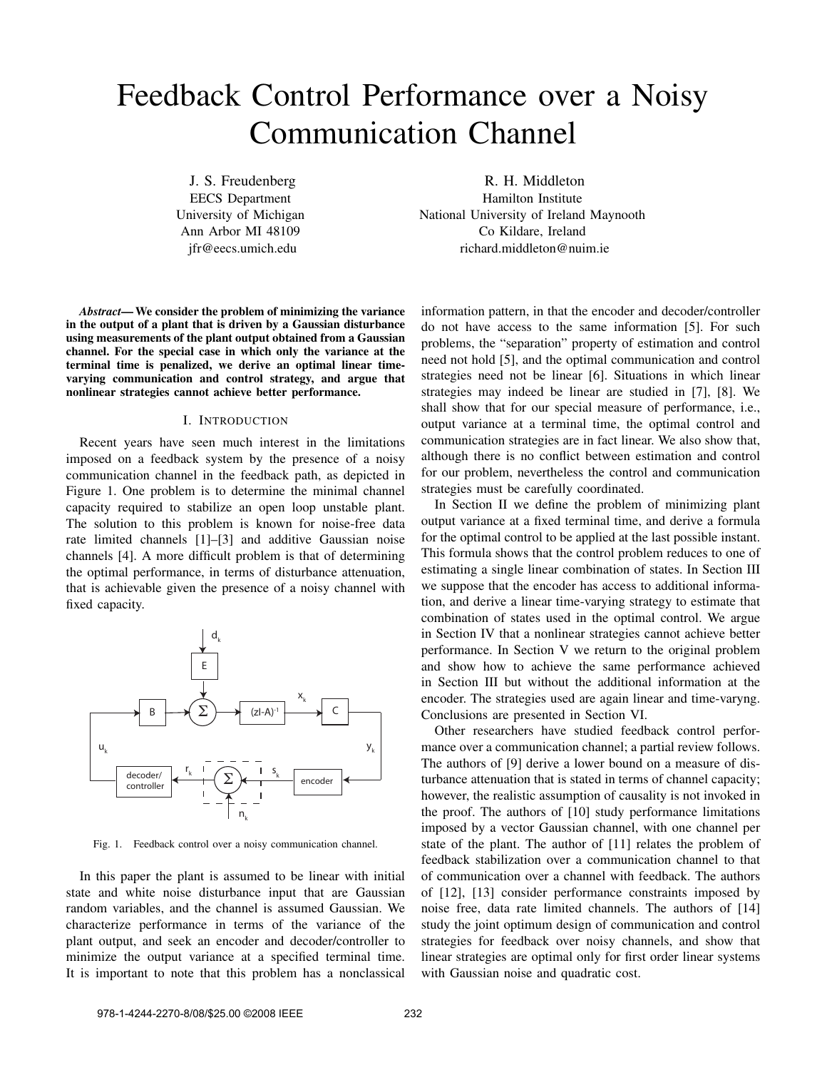# Feedback Control Performance over a Noisy Communication Channel

J. S. Freudenberg
EECS Department
University of Michigan
Ann Arbor MI 48109
jfr@eecs.umich.edu

R. H. Middleton
Hamilton Institute
National University of Ireland Maynooth
Co Kildare, Ireland
richard.middleton@nuim.ie

***Abstract*— We consider the problem of minimizing the variance in the output of a plant that is driven by a Gaussian disturbance using measurements of the plant output obtained from a Gaussian channel. For the special case in which only the variance at the terminal time is penalized, we derive an optimal linear time-varying communication and control strategy, and argue that nonlinear strategies cannot achieve better performance.**

## I. Introduction

Recent years have seen much interest in the limitations imposed on a feedback system by the presence of a noisy communication channel in the feedback path, as depicted in Figure 1. One problem is to determine the minimal channel capacity required to stabilize an open loop unstable plant. The solution to this problem is known for noise-free data rate limited channels [1]–[3] and additive Gaussian noise channels [4]. A more difficult problem is that of determining the optimal performance, in terms of disturbance attenuation, that is achievable given the presence of a noisy channel with fixed capacity.

Fig. 1. Feedback control over a noisy communication channel.

In this paper the plant is assumed to be linear with initial state and white noise disturbance input that are Gaussian random variables, and the channel is assumed Gaussian. We characterize performance in terms of the variance of the plant output, and seek an encoder and decoder/controller to minimize the output variance at a specified terminal time. It is important to note that this problem has a nonclassical information pattern, in that the encoder and decoder/controller do not have access to the same information [5]. For such problems, the "separation" property of estimation and control need not hold [5], and the optimal communication and control strategies need not be linear [6]. Situations in which linear strategies may indeed be linear are studied in [7], [8]. We shall show that for our special measure of performance, i.e., output variance at a terminal time, the optimal control and communication strategies are in fact linear. We also show that, although there is no conflict between estimation and control for our problem, nevertheless the control and communication strategies must be carefully coordinated.

In Section II we define the problem of minimizing plant output variance at a fixed terminal time, and derive a formula for the optimal control to be applied at the last possible instant. This formula shows that the control problem reduces to one of estimating a single linear combination of states. In Section III we suppose that the encoder has access to additional information, and derive a linear time-varying strategy to estimate that combination of states used in the optimal control. We argue in Section IV that a nonlinear strategies cannot achieve better performance. In Section V we return to the original problem and show how to achieve the same performance achieved in Section III but without the additional information at the encoder. The strategies used are again linear and time-varyng. Conclusions are presented in Section VI.

Other researchers have studied feedback control performance over a communication channel; a partial review follows. The authors of [9] derive a lower bound on a measure of disturbance attenuation that is stated in terms of channel capacity; however, the realistic assumption of causality is not invoked in the proof. The authors of [10] study performance limitations imposed by a vector Gaussian channel, with one channel per state of the plant. The author of [11] relates the problem of feedback stabilization over a communication channel to that of communication over a channel with feedback. The authors of [12], [13] consider performance constraints imposed by noise free, data rate limited channels. The authors of [14] study the joint optimum design of communication and control strategies for feedback over noisy channels, and show that linear strategies are optimal only for first order linear systems with Gaussian noise and quadratic cost.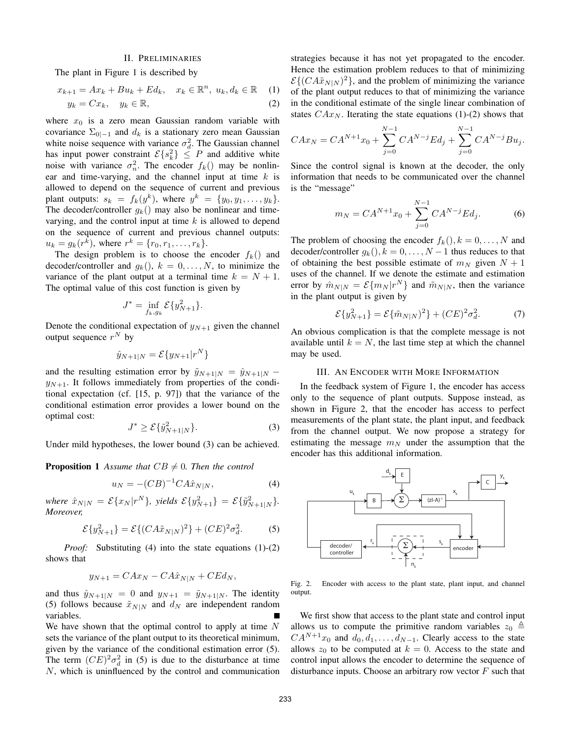## II. Preliminaries

The plant in Figure 1 is described by

$$x_{k+1} = Ax_k + Bu_k + Ed_k, \quad x_k \in \mathbb{R}^n, \; u_k, d_k \in \mathbb{R} \quad (1)$$

$$y_k = Cx_k, \quad y_k \in \mathbb{R}, \quad (2)$$

where $x_0$ is a zero mean Gaussian random variable with covariance $\Sigma_{0|-1}$ and $d_k$ is a stationary zero mean Gaussian white noise sequence with variance $\sigma_d^2$. The Gaussian channel has input power constraint $\mathcal{E}\{s_k^2\} \leq P$ and additive white noise with variance $\sigma_n^2$. The encoder $f_k()$ may be nonlinear and time-varying, and the channel input at time $k$ is allowed to depend on the sequence of current and previous plant outputs: $s_k = f_k(y^k)$, where $y^k = \{y_0, y_1, \ldots, y_k\}$. The decoder/controller $g_k()$ may also be nonlinear and time-varying, and the control input at time $k$ is allowed to depend on the sequence of current and previous channel outputs: $u_k = g_k(r^k)$, where $r^k = \{r_0, r_1, \ldots, r_k\}$.

The design problem is to choose the encoder $f_k()$ and decoder/controller and $g_k()$, $k = 0, \ldots, N$, to minimize the variance of the plant output at a terminal time $k = N + 1$. The optimal value of this cost function is given by

$$J^* = \inf_{f_k, g_k} \mathcal{E}\{y_{N+1}^2\}.$$

Denote the conditional expectation of $y_{N+1}$ given the channel output sequence $r^N$ by

$$\hat{y}_{N+1|N} = \mathcal{E}\{y_{N+1} | r^N\}$$

and the resulting estimation error by $\tilde{y}_{N+1|N} = \hat{y}_{N+1|N} - y_{N+1}$. It follows immediately from properties of the conditional expectation (cf. [15, p. 97]) that the variance of the conditional estimation error provides a lower bound on the optimal cost:

$$J^* \geq \mathcal{E}\{\tilde{y}_{N+1|N}^2\}. \quad (3)$$

Under mild hypotheses, the lower bound (3) can be achieved.

**Proposition 1** *Assume that $CB \neq 0$. Then the control*

$$u_N = -(CB)^{-1} CA\hat{x}_{N|N}, \quad (4)$$

*where $\hat{x}_{N|N} = \mathcal{E}\{x_N | r^N\}$, yields $\mathcal{E}\{y_{N+1}^2\} = \mathcal{E}\{\tilde{y}_{N+1|N}^2\}$. Moreover,*

$$\mathcal{E}\{y_{N+1}^2\} = \mathcal{E}\{(CA\tilde{x}_{N|N})^2\} + (CE)^2\sigma_d^2. \quad (5)$$

*Proof:* Substituting (4) into the state equations (1)-(2) shows that

$$y_{N+1} = CAx_N - CA\hat{x}_{N|N} + CEd_N,$$

and thus $\hat{y}_{N+1|N} = 0$ and $y_{N+1} = \tilde{y}_{N+1|N}$. The identity (5) follows because $\tilde{x}_{N|N}$ and $d_N$ are independent random variables. ∎

We have shown that the optimal control to apply at time $N$ sets the variance of the plant output to its theoretical minimum, given by the variance of the conditional estimation error (5). The term $(CE)^2\sigma_d^2$ in (5) is due to the disturbance at time $N$, which is uninfluenced by the control and communication strategies because it has not yet propagated to the encoder. Hence the estimation problem reduces to that of minimizing $\mathcal{E}\{(CA\tilde{x}_{N|N})^2\}$, and the problem of minimizing the variance of the plant output reduces to that of minimizing the variance in the conditional estimate of the single linear combination of states $CAx_N$. Iterating the state equations (1)-(2) shows that

$$CAx_N = CA^{N+1}x_0 + \sum_{j=0}^{N-1} CA^{N-j}Ed_j + \sum_{j=0}^{N-1} CA^{N-j}Bu_j.$$

Since the control signal is known at the decoder, the only information that needs to be communicated over the channel is the "message"

$$m_N = CA^{N+1}x_0 + \sum_{j=0}^{N-1} CA^{N-j}Ed_j. \quad (6)$$

The problem of choosing the encoder $f_k(), k = 0, \ldots, N$ and decoder/controller $g_k(), k = 0, \ldots, N-1$ thus reduces to that of obtaining the best possible estimate of $m_N$ given $N+1$ uses of the channel. If we denote the estimate and estimation error by $\hat{m}_{N|N} = \mathcal{E}\{m_N | r^N\}$ and $\tilde{m}_{N|N}$, then the variance in the plant output is given by

$$\mathcal{E}\{y_{N+1}^2\} = \mathcal{E}\{\tilde{m}_{N|N})^2\} + (CE)^2\sigma_d^2. \quad (7)$$

An obvious complication is that the complete message is not available until $k = N$, the last time step at which the channel may be used.

## III. An Encoder with More Information

In the feedback system of Figure 1, the encoder has access only to the sequence of plant outputs. Suppose instead, as shown in Figure 2, that the encoder has access to perfect measurements of the plant state, the plant input, and feedback from the channel output. We now propose a strategy for estimating the message $m_N$ under the assumption that the encoder has this additional information.

Fig. 2. Encoder with access to the plant state, plant input, and channel output.

We first show that access to the plant state and control input allows us to compute the primitive random variables $z_0 \triangleq CA^{N+1}x_0$ and $d_0, d_1, \ldots, d_{N-1}$. Clearly access to the state allows $z_0$ to be computed at $k = 0$. Access to the state and control input allows the encoder to determine the sequence of disturbance inputs. Choose an arbitrary row vector $F$ such that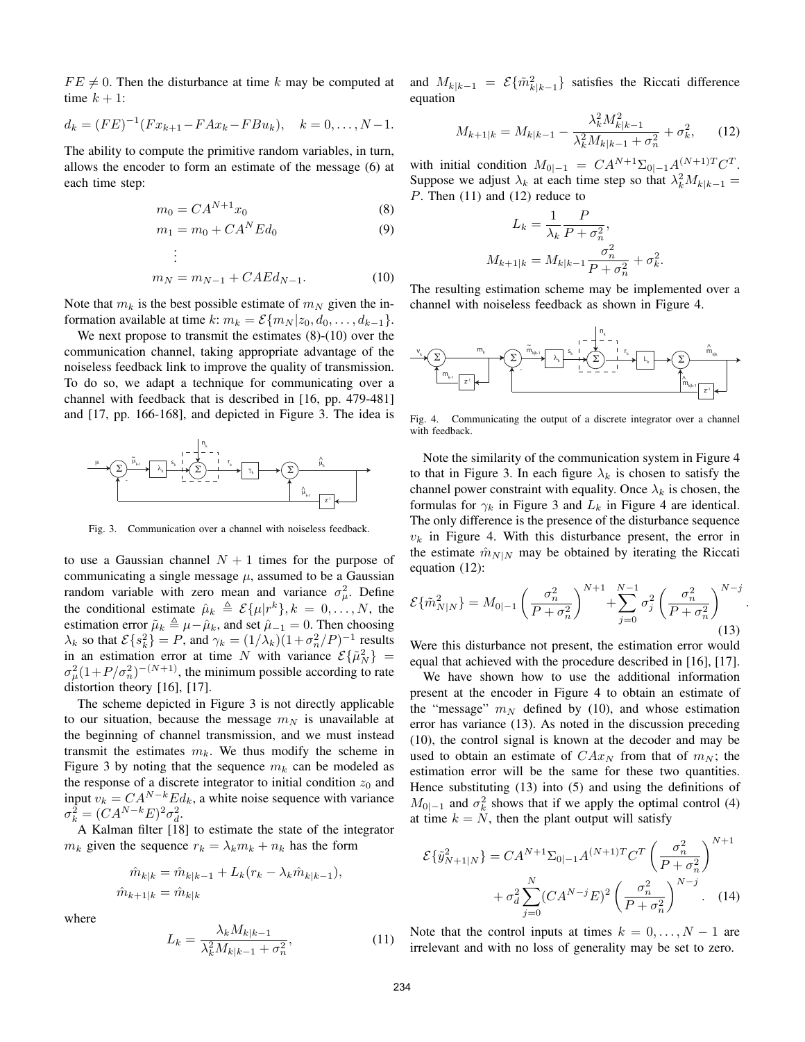$FE \neq 0$. Then the disturbance at time $k$ may be computed at time $k+1$:

$$d_k = (FE)^{-1}(Fx_{k+1} - FAx_k - FBu_k), \quad k = 0, \ldots, N-1.$$

The ability to compute the primitive random variables, in turn, allows the encoder to form an estimate of the message (6) at each time step:

$$m_0 = CA^{N+1}x_0 \tag{8}$$

$$m_1 = m_0 + CA^N Ed_0 \tag{9}$$

$$\vdots$$

$$m_N = m_{N-1} + CAEd_{N-1}. \tag{10}$$

Note that $m_k$ is the best possible estimate of $m_N$ given the information available at time $k$: $m_k = \mathcal{E}\{m_N | z_0, d_0, \ldots, d_{k-1}\}$.

We next propose to transmit the estimates (8)-(10) over the communication channel, taking appropriate advantage of the noiseless feedback link to improve the quality of transmission. To do so, we adapt a technique for communicating over a channel with feedback that is described in [16, pp. 479-481] and [17, pp. 166-168], and depicted in Figure 3. The idea is to use a Gaussian channel $N+1$ times for the purpose of communicating a single message $\mu$, assumed to be a Gaussian random variable with zero mean and variance $\sigma_\mu^2$. Define the conditional estimate $\hat{\mu}_k \triangleq \mathcal{E}\{\mu | r^k\}, k = 0, \ldots, N$, the estimation error $\tilde{\mu}_k \triangleq \mu - \hat{\mu}_k$, and set $\hat{\mu}_{-1} = 0$. Then choosing $\lambda_k$ so that $\mathcal{E}\{s_k^2\} = P$, and $\gamma_k = (1/\lambda_k)(1 + \sigma_n^2/P)^{-1}$ results in an estimation error at time $N$ with variance $\mathcal{E}\{\tilde{\mu}_N^2\} = \sigma_\mu^2(1 + P/\sigma_n^2)^{-(N+1)}$, the minimum possible according to rate distortion theory [16], [17].

Fig. 3. Communication over a channel with noiseless feedback.

The scheme depicted in Figure 3 is not directly applicable to our situation, because the message $m_N$ is unavailable at the beginning of channel transmission, and we must instead transmit the estimates $m_k$. We thus modify the scheme in Figure 3 by noting that the sequence $m_k$ can be modeled as the response of a discrete integrator to initial condition $z_0$ and input $v_k = CA^{N-k}Ed_k$, a white noise sequence with variance $\sigma_k^2 = (CA^{N-k}E)^2\sigma_d^2$.

A Kalman filter [18] to estimate the state of the integrator $m_k$ given the sequence $r_k = \lambda_k m_k + n_k$ has the form

$$\hat{m}_{k|k} = \hat{m}_{k|k-1} + L_k(r_k - \lambda_k \hat{m}_{k|k-1}),$$

$$\hat{m}_{k+1|k} = \hat{m}_{k|k}$$

where

$$L_k = \frac{\lambda_k M_{k|k-1}}{\lambda_k^2 M_{k|k-1} + \sigma_n^2}, \tag{11}$$

and $M_{k|k-1} = \mathcal{E}\{\tilde{m}_{k|k-1}^2\}$ satisfies the Riccati difference equation

$$M_{k+1|k} = M_{k|k-1} - \frac{\lambda_k^2 M_{k|k-1}^2}{\lambda_k^2 M_{k|k-1} + \sigma_n^2} + \sigma_k^2, \tag{12}$$

with initial condition $M_{0|-1} = CA^{N+1}\Sigma_{0|-1}A^{(N+1)T}C^T$. Suppose we adjust $\lambda_k$ at each time step so that $\lambda_k^2 M_{k|k-1} = P$. Then (11) and (12) reduce to

$$L_k = \frac{1}{\lambda_k}\frac{P}{P + \sigma_n^2},$$

$$M_{k+1|k} = M_{k|k-1}\frac{\sigma_n^2}{P + \sigma_n^2} + \sigma_k^2.$$

The resulting estimation scheme may be implemented over a channel with noiseless feedback as shown in Figure 4.

Fig. 4. Communicating the output of a discrete integrator over a channel with feedback.

Note the similarity of the communication system in Figure 4 to that in Figure 3. In each figure $\lambda_k$ is chosen to satisfy the channel power constraint with equality. Once $\lambda_k$ is chosen, the formulas for $\gamma_k$ in Figure 3 and $L_k$ in Figure 4 are identical. The only difference is the presence of the disturbance sequence $v_k$ in Figure 4. With this disturbance present, the error in the estimate $\hat{m}_{N|N}$ may be obtained by iterating the Riccati equation (12):

$$\mathcal{E}\{\tilde{m}_{N|N}^2\} = M_{0|-1}\left(\frac{\sigma_n^2}{P + \sigma_n^2}\right)^{N+1} + \sum_{j=0}^{N-1}\sigma_j^2\left(\frac{\sigma_n^2}{P + \sigma_n^2}\right)^{N-j}. \tag{13}$$

Were this disturbance not present, the estimation error would equal that achieved with the procedure described in [16], [17].

We have shown how to use the additional information present at the encoder in Figure 4 to obtain an estimate of the "message" $m_N$ defined by (10), and whose estimation error has variance (13). As noted in the discussion preceding (10), the control signal is known at the decoder and may be used to obtain an estimate of $CAx_N$ from that of $m_N$; the estimation error will be the same for these two quantities. Hence substituting (13) into (5) and using the definitions of $M_{0|-1}$ and $\sigma_k^2$ shows that if we apply the optimal control (4) at time $k = N$, then the plant output will satisfy

$$\mathcal{E}\{\tilde{y}_{N+1|N}^2\} = CA^{N+1}\Sigma_{0|-1}A^{(N+1)T}C^T\left(\frac{\sigma_n^2}{P + \sigma_n^2}\right)^{N+1} + \sigma_d^2\sum_{j=0}^{N}(CA^{N-j}E)^2\left(\frac{\sigma_n^2}{P + \sigma_n^2}\right)^{N-j}. \tag{14}$$

Note that the control inputs at times $k = 0, \ldots, N-1$ are irrelevant and with no loss of generality may be set to zero.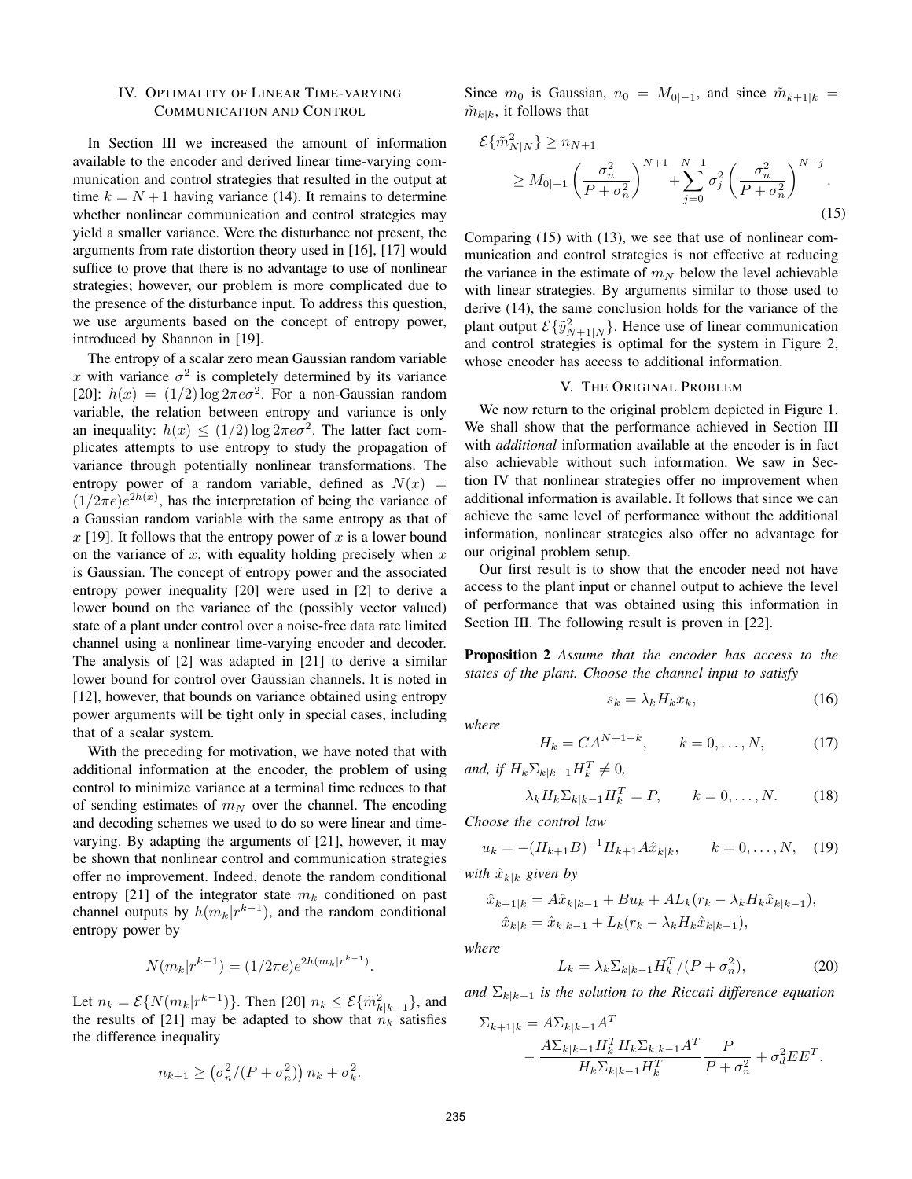## IV. Optimality of Linear Time-varying Communication and Control

In Section III we increased the amount of information available to the encoder and derived linear time-varying communication and control strategies that resulted in the output at time $k = N+1$ having variance (14). It remains to determine whether nonlinear communication and control strategies may yield a smaller variance. Were the disturbance not present, the arguments from rate distortion theory used in [16], [17] would suffice to prove that there is no advantage to use of nonlinear strategies; however, our problem is more complicated due to the presence of the disturbance input. To address this question, we use arguments based on the concept of entropy power, introduced by Shannon in [19].

The entropy of a scalar zero mean Gaussian random variable $x$ with variance $\sigma^2$ is completely determined by its variance [20]: $h(x) = (1/2)\log 2\pi e\sigma^2$. For a non-Gaussian random variable, the relation between entropy and variance is only an inequality: $h(x) \le (1/2)\log 2\pi e\sigma^2$. The latter fact complicates attempts to use entropy to study the propagation of variance through potentially nonlinear transformations. The entropy power of a random variable, defined as $N(x) = (1/2\pi e)e^{2h(x)}$, has the interpretation of being the variance of a Gaussian random variable with the same entropy as that of $x$ [19]. It follows that the entropy power of $x$ is a lower bound on the variance of $x$, with equality holding precisely when $x$ is Gaussian. The concept of entropy power and the associated entropy power inequality [20] were used in [2] to derive a lower bound on the variance of the (possibly vector valued) state of a plant under control over a noise-free data rate limited channel using a nonlinear time-varying encoder and decoder. The analysis of [2] was adapted in [21] to derive a similar lower bound for control over Gaussian channels. It is noted in [12], however, that bounds on variance obtained using entropy power arguments will be tight only in special cases, including that of a scalar system.

With the preceding for motivation, we have noted that with additional information at the encoder, the problem of using control to minimize variance at a terminal time reduces to that of sending estimates of $m_N$ over the channel. The encoding and decoding schemes we used to do so were linear and time-varying. By adapting the arguments of [21], however, it may be shown that nonlinear control and communication strategies offer no improvement. Indeed, denote the random conditional entropy [21] of the integrator state $m_k$ conditioned on past channel outputs by $h(m_k|r^{k-1})$, and the random conditional entropy power by

$$N(m_k|r^{k-1}) = (1/2\pi e)e^{2h(m_k|r^{k-1})}.$$

Let $n_k = \mathcal{E}\{N(m_k|r^{k-1})\}$. Then [20] $n_k \le \mathcal{E}\{\tilde{m}^2_{k|k-1}\}$, and the results of [21] may be adapted to show that $n_k$ satisfies the difference inequality

$$n_{k+1} \ge \left(\sigma_n^2/(P+\sigma_n^2)\right) n_k + \sigma_k^2.$$

Since $m_0$ is Gaussian, $n_0 = M_{0|-1}$, and since $\tilde{m}_{k+1|k} = \tilde{m}_{k|k}$, it follows that

$$\begin{aligned}\mathcal{E}\{\tilde{m}^2_{N|N}\} &\ge n_{N+1} \\ &\ge M_{0|-1}\left(\frac{\sigma_n^2}{P+\sigma_n^2}\right)^{N+1} + \sum_{j=0}^{N-1}\sigma_j^2\left(\frac{\sigma_n^2}{P+\sigma_n^2}\right)^{N-j}.\end{aligned} \tag{15}$$

Comparing (15) with (13), we see that use of nonlinear communication and control strategies is not effective at reducing the variance in the estimate of $m_N$ below the level achievable with linear strategies. By arguments similar to those used to derive (14), the same conclusion holds for the variance of the plant output $\mathcal{E}\{\tilde{y}^2_{N+1|N}\}$. Hence use of linear communication and control strategies is optimal for the system in Figure 2, whose encoder has access to additional information.

## V. The Original Problem

We now return to the original problem depicted in Figure 1. We shall show that the performance achieved in Section III with *additional* information available at the encoder is in fact also achievable without such information. We saw in Section IV that nonlinear strategies offer no improvement when additional information is available. It follows that since we can achieve the same level of performance without the additional information, nonlinear strategies also offer no advantage for our original problem setup.

Our first result is to show that the encoder need not have access to the plant input or channel output to achieve the level of performance that was obtained using this information in Section III. The following result is proven in [22].

**Proposition 2** *Assume that the encoder has access to the states of the plant. Choose the channel input to satisfy*

$$s_k = \lambda_k H_k x_k, \tag{16}$$

*where*

$$H_k = CA^{N+1-k}, \qquad k = 0,\dots,N, \tag{17}$$

*and, if* $H_k\Sigma_{k|k-1}H_k^T \ne 0$,

$$\lambda_k H_k \Sigma_{k|k-1} H_k^T = P, \qquad k = 0,\dots,N. \tag{18}$$

*Choose the control law*

$$u_k = -(H_{k+1}B)^{-1}H_{k+1}A\hat{x}_{k|k}, \qquad k = 0,\dots,N, \tag{19}$$

*with* $\hat{x}_{k|k}$ *given by*

$$\begin{aligned}\hat{x}_{k+1|k} &= A\hat{x}_{k|k-1} + Bu_k + AL_k(r_k - \lambda_k H_k \hat{x}_{k|k-1}),\\ \hat{x}_{k|k} &= \hat{x}_{k|k-1} + L_k(r_k - \lambda_k H_k \hat{x}_{k|k-1}),\end{aligned}$$

*where*

$$L_k = \lambda_k \Sigma_{k|k-1}H_k^T/(P+\sigma_n^2), \tag{20}$$

*and* $\Sigma_{k|k-1}$ *is the solution to the Riccati difference equation*

$$\begin{aligned}\Sigma_{k+1|k} &= A\Sigma_{k|k-1}A^T \\ &\quad - \frac{A\Sigma_{k|k-1}H_k^T H_k \Sigma_{k|k-1}A^T}{H_k\Sigma_{k|k-1}H_k^T}\frac{P}{P+\sigma_n^2} + \sigma_d^2 EE^T.\end{aligned}$$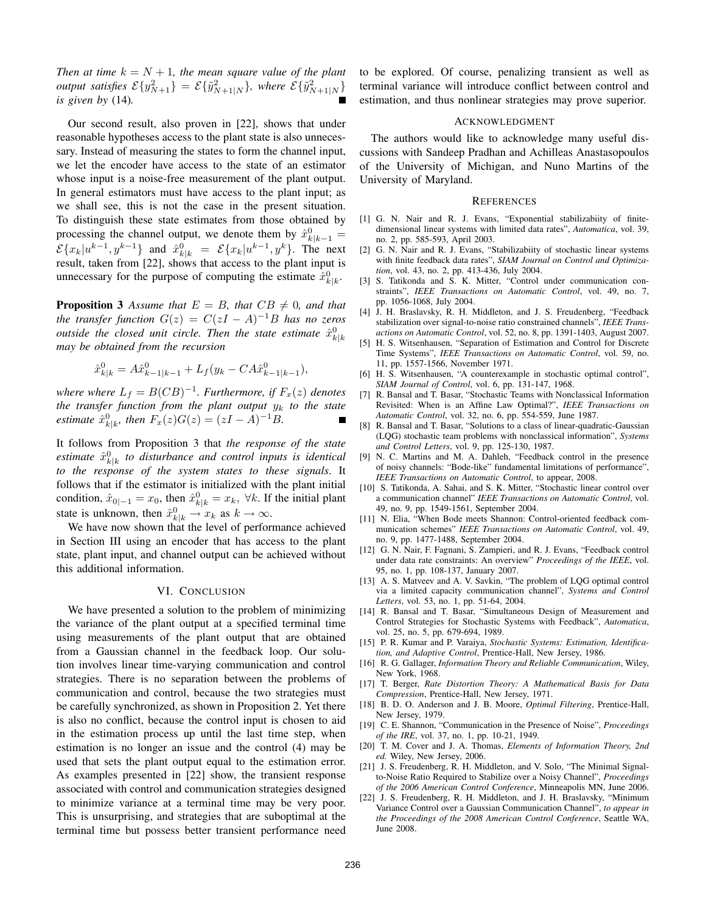*Then at time $k = N+1$, the mean square value of the plant output satisfies $\mathcal{E}\{y_{N+1}^2\} = \mathcal{E}\{\tilde{y}_{N+1|N}^2\}$, where $\mathcal{E}\{\tilde{y}_{N+1|N}^2\}$ is given by* (14). ■

Our second result, also proven in [22], shows that under reasonable hypotheses access to the plant state is also unnecessary. Instead of measuring the states to form the channel input, we let the encoder have access to the state of an estimator whose input is a noise-free measurement of the plant output. In general estimators must have access to the plant input; as we shall see, this is not the case in the present situation. To distinguish these state estimates from those obtained by processing the channel output, we denote them by $\hat{x}_{k|k-1}^0 = \mathcal{E}\{x_k|u^{k-1}, y^{k-1}\}$ and $\hat{x}_{k|k}^0 = \mathcal{E}\{x_k|u^{k-1}, y^k\}$. The next result, taken from [22], shows that access to the plant input is unnecessary for the purpose of computing the estimate $\hat{x}_{k|k}^0$.

**Proposition 3** *Assume that $E = B$, that $CB \neq 0$, and that the transfer function $G(z) = C(zI - A)^{-1}B$ has no zeros outside the closed unit circle. Then the state estimate $\hat{x}_{k|k}^0$ may be obtained from the recursion*

$$\hat{x}_{k|k}^0 = A\hat{x}_{k-1|k-1}^0 + L_f(y_k - CA\hat{x}_{k-1|k-1}^0),$$

*where where $L_f = B(CB)^{-1}$. Furthermore, if $F_x(z)$ denotes the transfer function from the plant output $y_k$ to the state estimate $\hat{x}_{k|k}^0$, then $F_x(z)G(z) = (zI - A)^{-1}B$.* ■

It follows from Proposition 3 that *the response of the state estimate $\hat{x}_{k|k}^0$ to disturbance and control inputs is identical to the response of the system states to these signals*. It follows that if the estimator is initialized with the plant initial condition, $\hat{x}_{0|-1} = x_0$, then $\hat{x}_{k|k}^0 = x_k$, $\forall k$. If the initial plant state is unknown, then $\hat{x}_{k|k}^0 \to x_k$ as $k \to \infty$.

We have now shown that the level of performance achieved in Section III using an encoder that has access to the plant state, plant input, and channel output can be achieved without this additional information.

## VI. Conclusion

We have presented a solution to the problem of minimizing the variance of the plant output at a specified terminal time using measurements of the plant output that are obtained from a Gaussian channel in the feedback loop. Our solution involves linear time-varying communication and control strategies. There is no separation between the problems of communication and control, because the two strategies must be carefully synchronized, as shown in Proposition 2. Yet there is also no conflict, because the control input is chosen to aid in the estimation process up until the last time step, when estimation is no longer an issue and the control (4) may be used that sets the plant output equal to the estimation error. As examples presented in [22] show, the transient response associated with control and communication strategies designed to minimize variance at a terminal time may be very poor. This is unsurprising, and strategies that are suboptimal at the terminal time but possess better transient performance need to be explored. Of course, penalizing transient as well as terminal variance will introduce conflict between control and estimation, and thus nonlinear strategies may prove superior.

## Acknowledgment

The authors would like to acknowledge many useful discussions with Sandeep Pradhan and Achilleas Anastasopoulos of the University of Michigan, and Nuno Martins of the University of Maryland.

## References

[1] G. N. Nair and R. J. Evans, "Exponential stabilizabiity of finite-dimensional linear systems with limited data rates", *Automatica*, vol. 39, no. 2, pp. 585-593, April 2003.

[2] G. N. Nair and R. J. Evans, "Stabilizabiity of stochastic linear systems with finite feedback data rates", *SIAM Journal on Control and Optimization*, vol. 43, no. 2, pp. 413-436, July 2004.

[3] S. Tatikonda and S. K. Mitter, "Control under communication constraints", *IEEE Transactions on Automatic Control*, vol. 49, no. 7, pp. 1056-1068, July 2004.

[4] J. H. Braslavsky, R. H. Middleton, and J. S. Freudenberg, "Feedback stabilization over signal-to-noise ratio constrained channels", *IEEE Transactions on Automatic Control*, vol. 52, no. 8, pp. 1391-1403, August 2007.

[5] H. S. Witsenhausen, "Separation of Estimation and Control for Discrete Time Systems", *IEEE Transactions on Automatic Control*, vol. 59, no. 11, pp. 1557-1566, November 1971.

[6] H. S. Witsenhausen, "A counterexample in stochastic optimal control", *SIAM Journal of Control*, vol. 6, pp. 131-147, 1968.

[7] R. Bansal and T. Basar, "Stochastic Teams with Nonclassical Information Revisited: When is an Affine Law Optimal?", *IEEE Transactions on Automatic Control*, vol. 32, no. 6, pp. 554-559, June 1987.

[8] R. Bansal and T. Basar, "Solutions to a class of linear-quadratic-Gaussian (LQG) stochastic team problems with nonclassical information", *Systems and Control Letters*, vol. 9, pp. 125-130, 1987.

[9] N. C. Martins and M. A. Dahleh, "Feedback control in the presence of noisy channels: "Bode-like" fundamental limitations of performance", *IEEE Transactions on Automatic Control*, to appear, 2008.

[10] S. Tatikonda, A. Sahai, and S. K. Mitter, "Stochastic linear control over a communication channel" *IEEE Transactions on Automatic Control*, vol. 49, no. 9, pp. 1549-1561, September 2004.

[11] N. Elia, "When Bode meets Shannon: Control-oriented feedback communication schemes" *IEEE Transactions on Automatic Control*, vol. 49, no. 9, pp. 1477-1488, September 2004.

[12] G. N. Nair, F. Fagnani, S. Zampieri, and R. J. Evans, "Feedback control under data rate constraints: An overview" *Proceedings of the IEEE*, vol. 95, no. 1, pp. 108-137, January 2007.

[13] A. S. Matveev and A. V. Savkin, "The problem of LQG optimal control via a limited capacity communication channel", *Systems and Control Letters*, vol. 53, no. 1, pp. 51-64, 2004.

[14] R. Bansal and T. Basar, "Simultaneous Design of Measurement and Control Strategies for Stochastic Systems with Feedback", *Automatica*, vol. 25, no. 5, pp. 679-694, 1989.

[15] P. R. Kumar and P. Varaiya, *Stochastic Systems: Estimation, Identification, and Adaptive Control*, Prentice-Hall, New Jersey, 1986.

[16] R. G. Gallager, *Information Theory and Reliable Communication*, Wiley, New York, 1968.

[17] T. Berger, *Rate Distortion Theory: A Mathematical Basis for Data Compression*, Prentice-Hall, New Jersey, 1971.

[18] B. D. O. Anderson and J. B. Moore, *Optimal Filtering*, Prentice-Hall, New Jersey, 1979.

[19] C. E. Shannon, "Communication in the Presence of Noise", *Proceedings of the IRE*, vol. 37, no. 1, pp. 10-21, 1949.

[20] T. M. Cover and J. A. Thomas, *Elements of Information Theory, 2nd ed.* Wiley, New Jersey, 2006.

[21] J. S. Freudenberg, R. H. Middleton, and V. Solo, "The Minimal Signal-to-Noise Ratio Required to Stabilize over a Noisy Channel", *Proceedings of the 2006 American Control Conference*, Minneapolis MN, June 2006.

[22] J. S. Freudenberg, R. H. Middleton, and J. H. Braslavsky, "Minimum Variance Control over a Gaussian Communication Channel", *to appear in the Proceedings of the 2008 American Control Conference*, Seattle WA, June 2008.